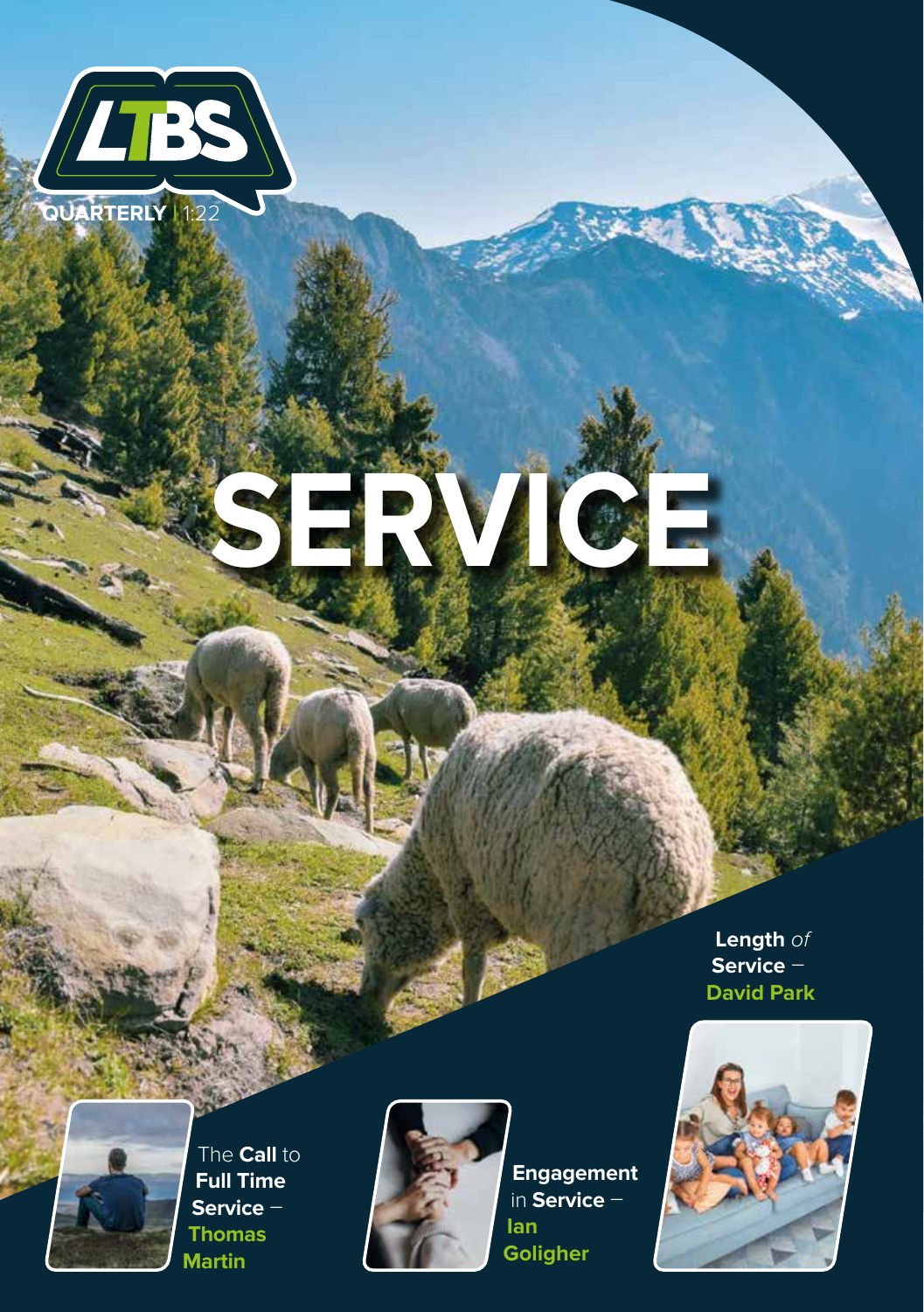LTBS

QUARTERLY | 1:22

# SERVICE

**Length** *of* **Service** – **David Park**

The **Call** to **Full Time Service** – **Thomas Martin**

**Engagement** in **Service** – **Ian Goligher**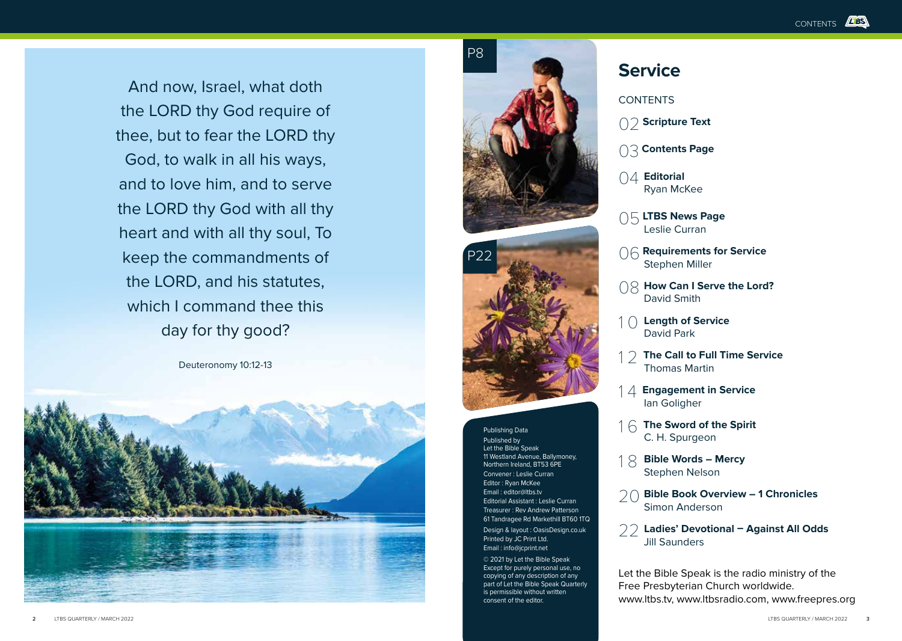And now, Israel, what doth the LORD thy God require of thee, but to fear the LORD thy God, to walk in all his ways, and to love him, and to serve the LORD thy God with all thy heart and with all thy soul, To keep the commandments of the LORD, and his statutes, which I command thee this day for thy good?

Deuteronomy 10:12-13

P8

P22

Publishing Data

Published by
Let the Bible Speak
11 Westland Avenue, Ballymoney, Northern Ireland, BT53 6PE
Convener : Leslie Curran
Editor : Ryan McKee
Email : editor@ltbs.tv
Editorial Assistant : Leslie Curran
Treasurer : Rev Andrew Patterson
61 Tandragee Rd Markethill BT60 1TQ

Design & layout : OasisDesign.co.uk
Printed by JC Print Ltd.
Email : info@jcprint.net

© 2021 by Let the Bible Speak
Except for purely personal use, no copying of any description of any part of Let the Bible Speak Quarterly is permissible without written consent of the editor.

# Service

CONTENTS

02 **Scripture Text**

03 **Contents Page**

04 **Editorial**
Ryan McKee

05 **LTBS News Page**
Leslie Curran

06 **Requirements for Service**
Stephen Miller

08 **How Can I Serve the Lord?**
David Smith

10 **Length of Service**
David Park

12 **The Call to Full Time Service**
Thomas Martin

14 **Engagement in Service**
Ian Goligher

16 **The Sword of the Spirit**
C. H. Spurgeon

18 **Bible Words – Mercy**
Stephen Nelson

20 **Bible Book Overview – 1 Chronicles**
Simon Anderson

22 **Ladies' Devotional – Against All Odds**
Jill Saunders

Let the Bible Speak is the radio ministry of the Free Presbyterian Church worldwide.
www.ltbs.tv, www.ltbsradio.com, www.freepres.org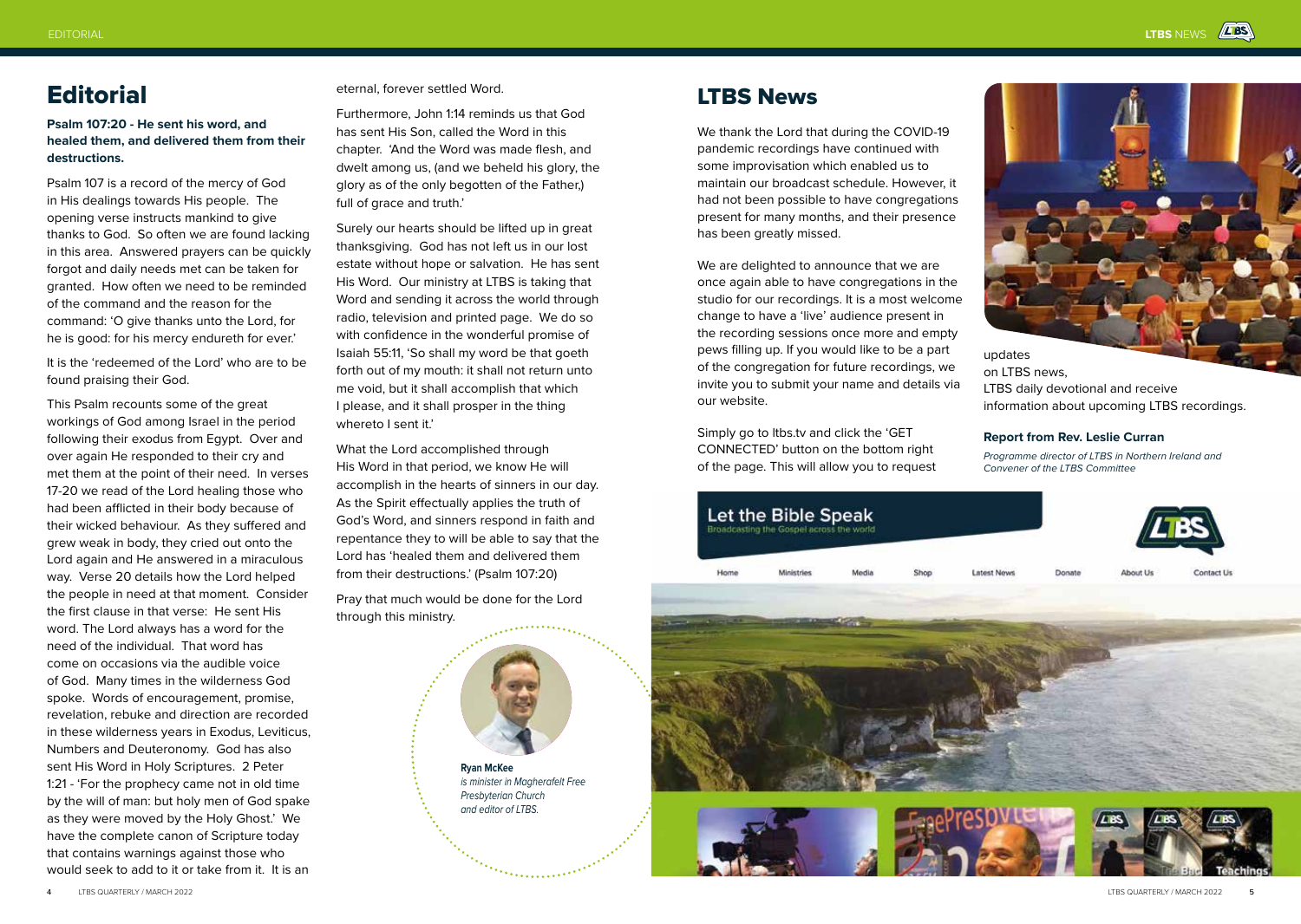# Editorial

**Psalm 107:20 - He sent his word, and healed them, and delivered them from their destructions.**

Psalm 107 is a record of the mercy of God in His dealings towards His people. The opening verse instructs mankind to give thanks to God. So often we are found lacking in this area. Answered prayers can be quickly forgot and daily needs met can be taken for granted. How often we need to be reminded of the command and the reason for the command: 'O give thanks unto the Lord, for he is good: for his mercy endureth for ever.'

It is the 'redeemed of the Lord' who are to be found praising their God.

This Psalm recounts some of the great workings of God among Israel in the period following their exodus from Egypt. Over and over again He responded to their cry and met them at the point of their need. In verses 17-20 we read of the Lord healing those who had been afflicted in their body because of their wicked behaviour. As they suffered and grew weak in body, they cried out onto the Lord again and He answered in a miraculous way. Verse 20 details how the Lord helped the people in need at that moment. Consider the first clause in that verse: He sent His word. The Lord always has a word for the need of the individual. That word has come on occasions via the audible voice of God. Many times in the wilderness God spoke. Words of encouragement, promise, revelation, rebuke and direction are recorded in these wilderness years in Exodus, Leviticus, Numbers and Deuteronomy. God has also sent His Word in Holy Scriptures. 2 Peter 1:21 - 'For the prophecy came not in old time by the will of man: but holy men of God spake as they were moved by the Holy Ghost.' We have the complete canon of Scripture today that contains warnings against those who would seek to add to it or take from it. It is an eternal, forever settled Word.

Furthermore, John 1:14 reminds us that God has sent His Son, called the Word in this chapter. 'And the Word was made flesh, and dwelt among us, (and we beheld his glory, the glory as of the only begotten of the Father,) full of grace and truth.'

Surely our hearts should be lifted up in great thanksgiving. God has not left us in our lost estate without hope or salvation. He has sent His Word. Our ministry at LTBS is taking that Word and sending it across the world through radio, television and printed page. We do so with confidence in the wonderful promise of Isaiah 55:11, 'So shall my word be that goeth forth out of my mouth: it shall not return unto me void, but it shall accomplish that which I please, and it shall prosper in the thing whereto I sent it.'

What the Lord accomplished through His Word in that period, we know He will accomplish in the hearts of sinners in our day. As the Spirit effectually applies the truth of God's Word, and sinners respond in faith and repentance they to will be able to say that the Lord has 'healed them and delivered them from their destructions.' (Psalm 107:20)

Pray that much would be done for the Lord through this ministry.

**Ryan McKee**
*is minister in Magherafelt Free Presbyterian Church and editor of LTBS.*

# LTBS News

We thank the Lord that during the COVID-19 pandemic recordings have continued with some improvisation which enabled us to maintain our broadcast schedule. However, it had not been possible to have congregations present for many months, and their presence has been greatly missed.

We are delighted to announce that we are once again able to have congregations in the studio for our recordings. It is a most welcome change to have a 'live' audience present in the recording sessions once more and empty pews filling up. If you would like to be a part of the congregation for future recordings, we invite you to submit your name and details via our website.

Simply go to ltbs.tv and click the 'GET CONNECTED' button on the bottom right of the page. This will allow you to request updates on LTBS news, LTBS daily devotional and receive information about upcoming LTBS recordings.

### Report from Rev. Leslie Curran

*Programme director of LTBS in Northern Ireland and Convener of the LTBS Committee*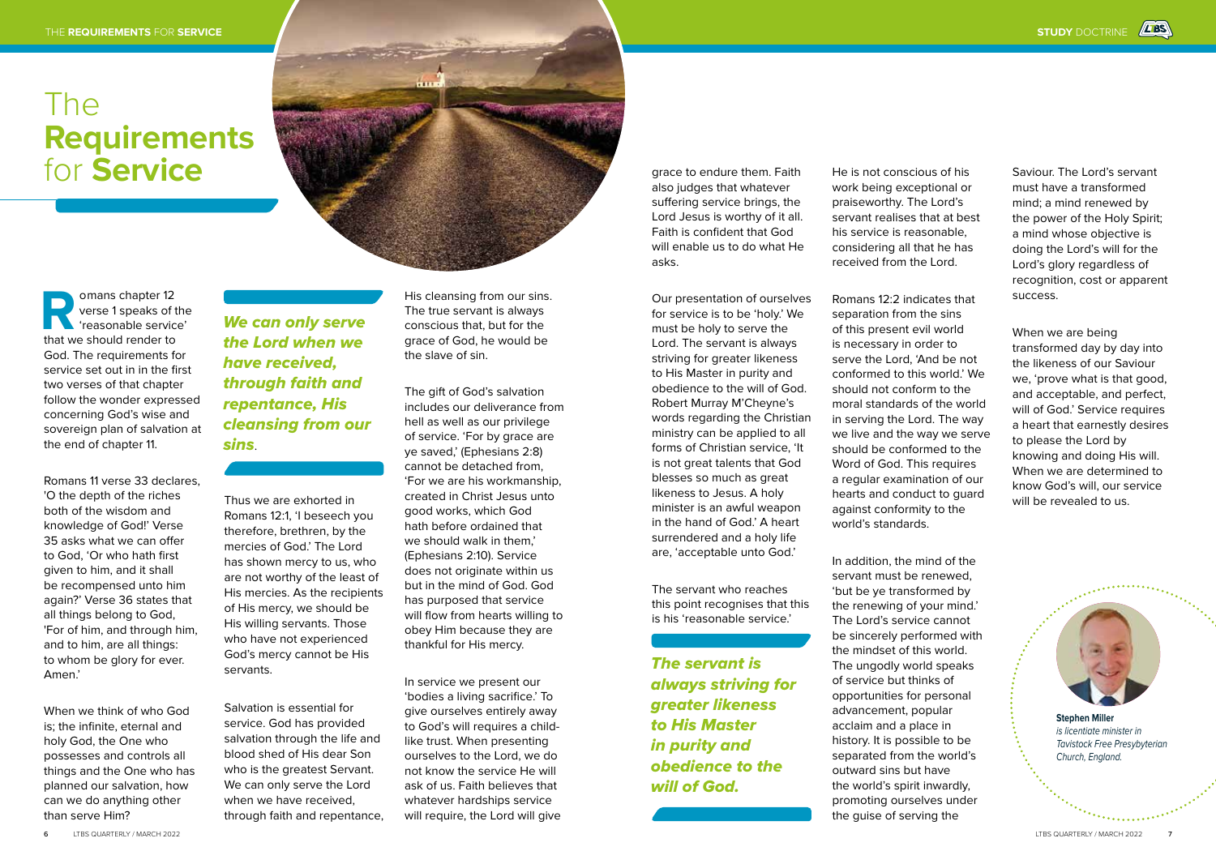# The **Requirements** for **Service**

Romans chapter 12 verse 1 speaks of the 'reasonable service' that we should render to God. The requirements for service set out in in the first two verses of that chapter follow the wonder expressed concerning God's wise and sovereign plan of salvation at the end of chapter 11.

Romans 11 verse 33 declares, 'O the depth of the riches both of the wisdom and knowledge of God!' Verse 35 asks what we can offer to God, 'Or who hath first given to him, and it shall be recompensed unto him again?' Verse 36 states that all things belong to God, 'For of him, and through him, and to him, are all things: to whom be glory for ever. Amen.'

When we think of who God is; the infinite, eternal and holy God, the One who possesses and controls all things and the One who has planned our salvation, how can we do anything other than serve Him?

***We can only serve the Lord when we have received, through faith and repentance, His cleansing from our sins*.**

Thus we are exhorted in Romans 12:1, 'I beseech you therefore, brethren, by the mercies of God.' The Lord has shown mercy to us, who are not worthy of the least of His mercies. As the recipients of His mercy, we should be His willing servants. Those who have not experienced God's mercy cannot be His servants.

Salvation is essential for service. God has provided salvation through the life and blood shed of His dear Son who is the greatest Servant. We can only serve the Lord when we have received, through faith and repentance, His cleansing from our sins. The true servant is always conscious that, but for the grace of God, he would be the slave of sin.

The gift of God's salvation includes our deliverance from hell as well as our privilege of service. 'For by grace are ye saved,' (Ephesians 2:8) cannot be detached from, 'For we are his workmanship, created in Christ Jesus unto good works, which God hath before ordained that we should walk in them,' (Ephesians 2:10). Service does not originate within us but in the mind of God. God has purposed that service will flow from hearts willing to obey Him because they are thankful for His mercy.

In service we present our 'bodies a living sacrifice.' To give ourselves entirely away to God's will requires a child-like trust. When presenting ourselves to the Lord, we do not know the service He will ask of us. Faith believes that whatever hardships service will require, the Lord will give grace to endure them. Faith also judges that whatever suffering service brings, the Lord Jesus is worthy of it all. Faith is confident that God will enable us to do what He asks.

Our presentation of ourselves for service is to be 'holy.' We must be holy to serve the Lord. The servant is always striving for greater likeness to His Master in purity and obedience to the will of God. Robert Murray M'Cheyne's words regarding the Christian ministry can be applied to all forms of Christian service, 'It is not great talents that God blesses so much as great likeness to Jesus. A holy minister is an awful weapon in the hand of God.' A heart surrendered and a holy life are, 'acceptable unto God.'

The servant who reaches this point recognises that this is his 'reasonable service.'

***The servant is always striving for greater likeness to His Master in purity and obedience to the will of God.***

He is not conscious of his work being exceptional or praiseworthy. The Lord's servant realises that at best his service is reasonable, considering all that he has received from the Lord.

Romans 12:2 indicates that separation from the sins of this present evil world is necessary in order to serve the Lord, 'And be not conformed to this world.' We should not conform to the moral standards of the world in serving the Lord. The way we live and the way we serve should be conformed to the Word of God. This requires a regular examination of our hearts and conduct to guard against conformity to the world's standards.

In addition, the mind of the servant must be renewed, 'but be ye transformed by the renewing of your mind.' The Lord's service cannot be sincerely performed with the mindset of this world. The ungodly world speaks of service but thinks of opportunities for personal advancement, popular acclaim and a place in history. It is possible to be separated from the world's outward sins but have the world's spirit inwardly, promoting ourselves under the guise of serving the Saviour. The Lord's servant must have a transformed mind; a mind renewed by the power of the Holy Spirit; a mind whose objective is doing the Lord's will for the Lord's glory regardless of recognition, cost or apparent success.

When we are being transformed day by day into the likeness of our Saviour we, 'prove what is that good, and acceptable, and perfect, will of God.' Service requires a heart that earnestly desires to please the Lord by knowing and doing His will. When we are determined to know God's will, our service will be revealed to us.

**Stephen Miller**
*is licentiate minister in Tavistock Free Presybyterian Church, England.*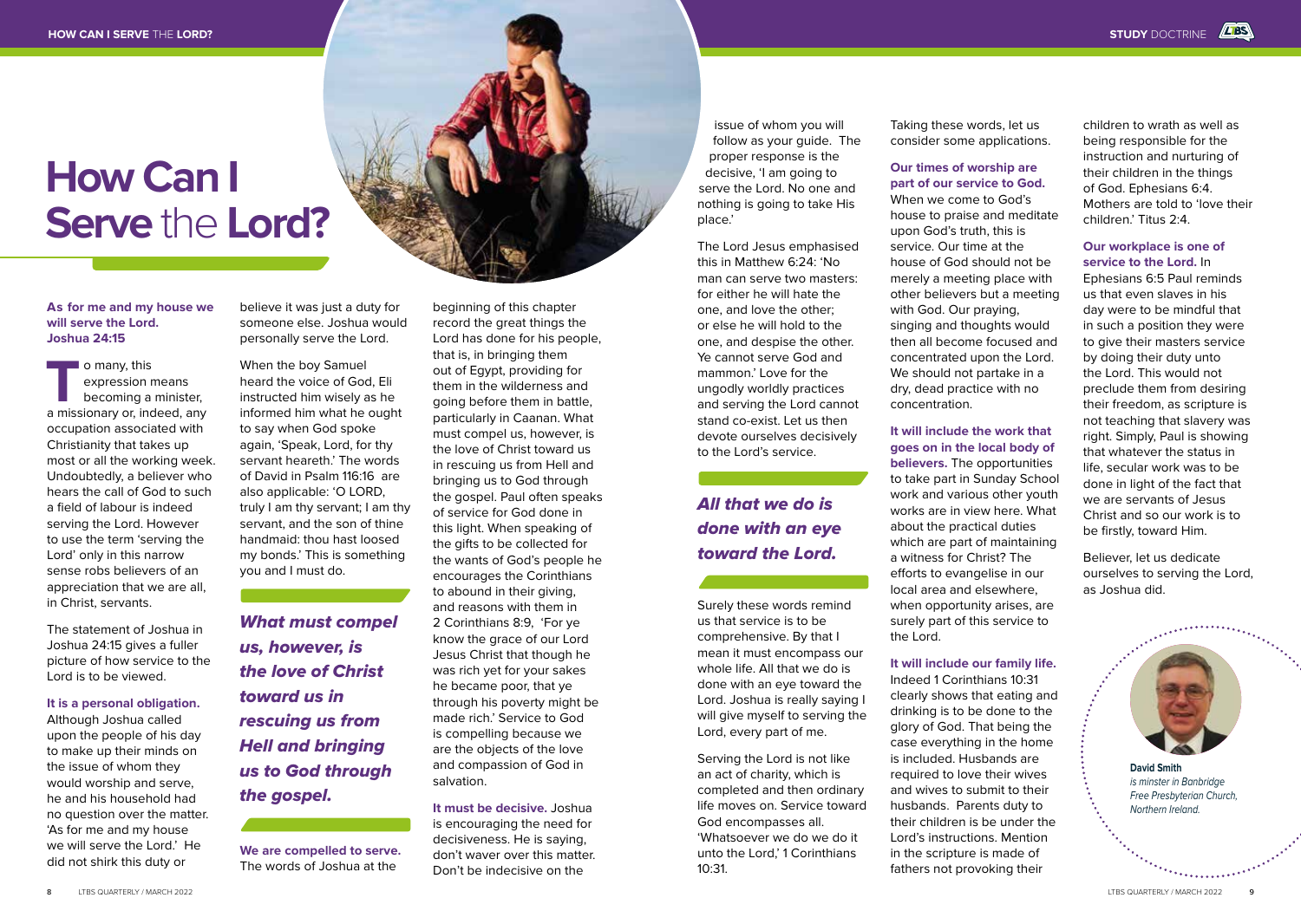# How Can I Serve the Lord?

**As for me and my house we will serve the Lord. Joshua 24:15**

To many, this expression means becoming a minister, a missionary or, indeed, any occupation associated with Christianity that takes up most or all the working week. Undoubtedly, a believer who hears the call of God to such a field of labour is indeed serving the Lord. However to use the term 'serving the Lord' only in this narrow sense robs believers of an appreciation that we are all, in Christ, servants.

The statement of Joshua in Joshua 24:15 gives a fuller picture of how service to the Lord is to be viewed.

**It is a personal obligation.** Although Joshua called upon the people of his day to make up their minds on the issue of whom they would worship and serve, he and his household had no question over the matter. 'As for me and my house we will serve the Lord.' He did not shirk this duty or believe it was just a duty for someone else. Joshua would personally serve the Lord.

When the boy Samuel heard the voice of God, Eli instructed him wisely as he informed him what he ought to say when God spoke again, 'Speak, Lord, for thy servant heareth.' The words of David in Psalm 116:16 are also applicable: 'O LORD, truly I am thy servant; I am thy servant, and the son of thine handmaid: thou hast loosed my bonds.' This is something you and I must do.

> *What must compel us, however, is the love of Christ toward us in rescuing us from Hell and bringing us to God through the gospel.*

**We are compelled to serve.** The words of Joshua at the beginning of this chapter record the great things the Lord has done for his people, that is, in bringing them out of Egypt, providing for them in the wilderness and going before them in battle, particularly in Caanan. What must compel us, however, is the love of Christ toward us in rescuing us from Hell and bringing us to God through the gospel. Paul often speaks of service for God done in this light. When speaking of the gifts to be collected for the wants of God's people he encourages the Corinthians to abound in their giving, and reasons with them in 2 Corinthians 8:9, 'For ye know the grace of our Lord Jesus Christ that though he was rich yet for your sakes he became poor, that ye through his poverty might be made rich.' Service to God is compelling because we are the objects of the love and compassion of God in salvation.

**It must be decisive.** Joshua is encouraging the need for decisiveness. He is saying, don't waver over this matter. Don't be indecisive on the issue of whom you will follow as your guide. The proper response is the decisive, 'I am going to serve the Lord. No one and nothing is going to take His place.'

The Lord Jesus emphasised this in Matthew 6:24: 'No man can serve two masters: for either he will hate the one, and love the other; or else he will hold to the one, and despise the other. Ye cannot serve God and mammon.' Love for the ungodly worldly practices and serving the Lord cannot stand co-exist. Let us then devote ourselves decisively to the Lord's service.

> *All that we do is done with an eye toward the Lord.*

Surely these words remind us that service is to be comprehensive. By that I mean it must encompass our whole life. All that we do is done with an eye toward the Lord. Joshua is really saying I will give myself to serving the Lord, every part of me.

Serving the Lord is not like an act of charity, which is completed and then ordinary life moves on. Service toward God encompasses all. 'Whatsoever we do we do it unto the Lord,' 1 Corinthians 10:31.

Taking these words, let us consider some applications.

**Our times of worship are part of our service to God.** When we come to God's house to praise and meditate upon God's truth, this is service. Our time at the house of God should not be merely a meeting place with other believers but a meeting with God. Our praying, singing and thoughts would then all become focused and concentrated upon the Lord. We should not partake in a dry, dead practice with no concentration.

**It will include the work that goes on in the local body of believers.** The opportunities to take part in Sunday School work and various other youth works are in view here. What about the practical duties which are part of maintaining a witness for Christ? The efforts to evangelise in our local area and elsewhere, when opportunity arises, are surely part of this service to the Lord.

**It will include our family life.** Indeed 1 Corinthians 10:31 clearly shows that eating and drinking is to be done to the glory of God. That being the case everything in the home is included. Husbands are required to love their wives and wives to submit to their husbands. Parents duty to their children is to be under the Lord's instructions. Mention in the scripture is made of fathers not provoking their children to wrath as well as being responsible for the instruction and nurturing of their children in the things of God. Ephesians 6:4. Mothers are told to 'love their children.' Titus 2:4.

**Our workplace is one of service to the Lord.** In Ephesians 6:5 Paul reminds us that even slaves in his day were to be mindful that in such a position they were to give their masters service by doing their duty unto the Lord. This would not preclude them from desiring their freedom, as scripture is not teaching that slavery was right. Simply, Paul is showing that whatever the status in life, secular work was to be done in light of the fact that we are servants of Jesus Christ and so our work is to be firstly, toward Him.

Believer, let us dedicate ourselves to serving the Lord, as Joshua did.

**David Smith** *is minster in Banbridge Free Presbyterian Church, Northern Ireland.*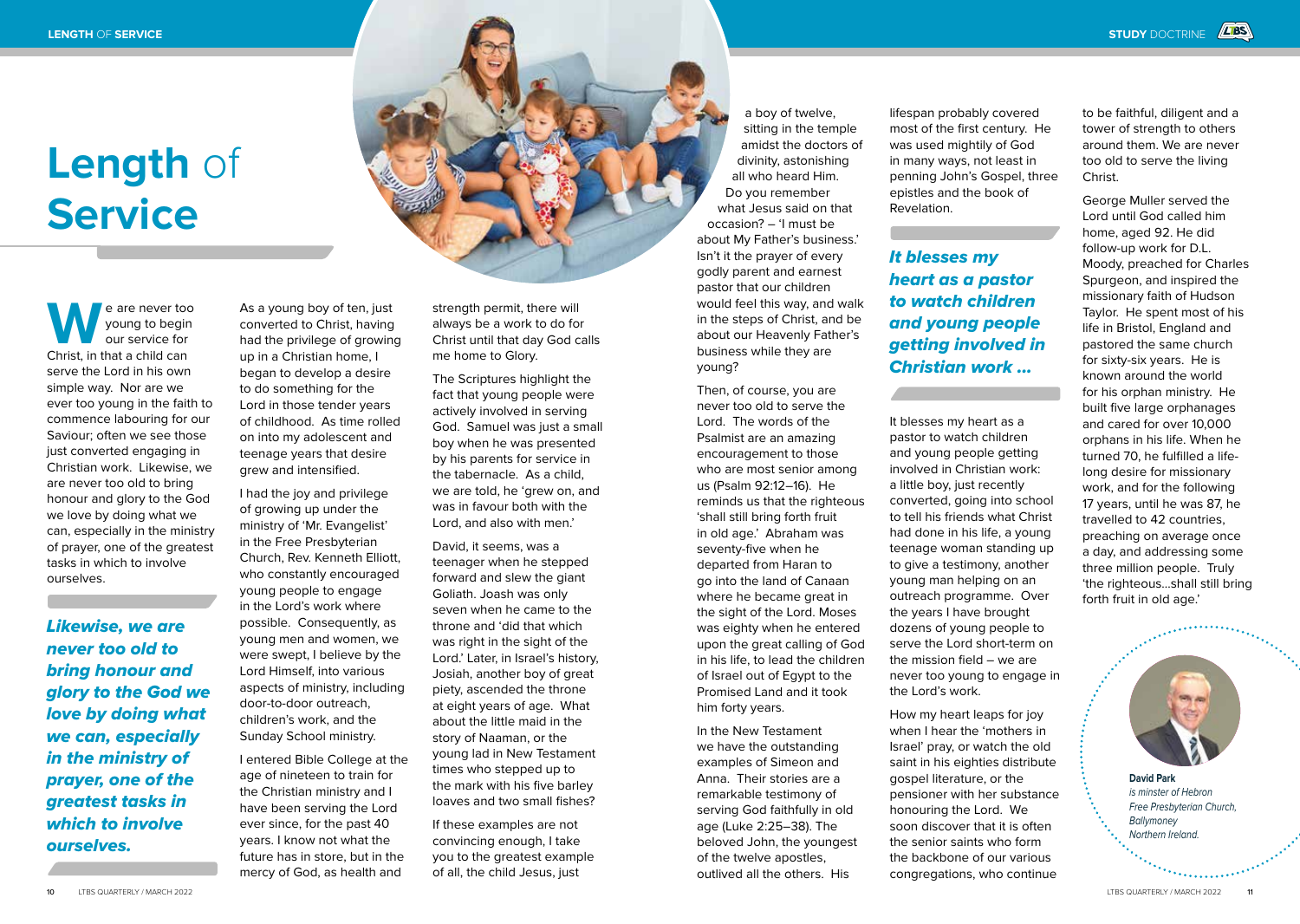# Length of Service

We are never too young to begin our service for Christ, in that a child can serve the Lord in his own simple way. Nor are we ever too young in the faith to commence labouring for our Saviour; often we see those just converted engaging in Christian work. Likewise, we are never too old to bring honour and glory to the God we love by doing what we can, especially in the ministry of prayer, one of the greatest tasks in which to involve ourselves.

> ***Likewise, we are never too old to bring honour and glory to the God we love by doing what we can, especially in the ministry of prayer, one of the greatest tasks in which to involve ourselves.***

As a young boy of ten, just converted to Christ, having had the privilege of growing up in a Christian home, I began to develop a desire to do something for the Lord in those tender years of childhood. As time rolled on into my adolescent and teenage years that desire grew and intensified.

I had the joy and privilege of growing up under the ministry of 'Mr. Evangelist' in the Free Presbyterian Church, Rev. Kenneth Elliott, who constantly encouraged young people to engage in the Lord's work where possible. Consequently, as young men and women, we were swept, I believe by the Lord Himself, into various aspects of ministry, including door-to-door outreach, children's work, and the Sunday School ministry.

I entered Bible College at the age of nineteen to train for the Christian ministry and I have been serving the Lord ever since, for the past 40 years. I know not what the future has in store, but in the mercy of God, as health and strength permit, there will always be a work to do for Christ until that day God calls me home to Glory.

The Scriptures highlight the fact that young people were actively involved in serving God. Samuel was just a small boy when he was presented by his parents for service in the tabernacle. As a child, we are told, he 'grew on, and was in favour both with the Lord, and also with men.'

David, it seems, was a teenager when he stepped forward and slew the giant Goliath. Joash was only seven when he came to the throne and 'did that which was right in the sight of the Lord.' Later, in Israel's history, Josiah, another boy of great piety, ascended the throne at eight years of age. What about the little maid in the story of Naaman, or the young lad in New Testament times who stepped up to the mark with his five barley loaves and two small fishes?

If these examples are not convincing enough, I take you to the greatest example of all, the child Jesus, just a boy of twelve, sitting in the temple amidst the doctors of divinity, astonishing all who heard Him. Do you remember what Jesus said on that occasion? – 'I must be about My Father's business.' Isn't it the prayer of every godly parent and earnest pastor that our children would feel this way, and walk in the steps of Christ, and be about our Heavenly Father's business while they are young?

Then, of course, you are never too old to serve the Lord. The words of the Psalmist are an amazing encouragement to those who are most senior among us (Psalm 92:12–16). He reminds us that the righteous 'shall still bring forth fruit in old age.' Abraham was seventy-five when he departed from Haran to go into the land of Canaan where he became great in the sight of the Lord. Moses was eighty when he entered upon the great calling of God in his life, to lead the children of Israel out of Egypt to the Promised Land and it took him forty years.

In the New Testament we have the outstanding examples of Simeon and Anna. Their stories are a remarkable testimony of serving God faithfully in old age (Luke 2:25–38). The beloved John, the youngest of the twelve apostles, outlived all the others. His lifespan probably covered most of the first century. He was used mightily of God in many ways, not least in penning John's Gospel, three epistles and the book of Revelation.

> ***It blesses my heart as a pastor to watch children and young people getting involved in Christian work ...***

It blesses my heart as a pastor to watch children and young people getting involved in Christian work: a little boy, just recently converted, going into school to tell his friends what Christ had done in his life, a young teenage woman standing up to give a testimony, another young man helping on an outreach programme. Over the years I have brought dozens of young people to serve the Lord short-term on the mission field – we are never too young to engage in the Lord's work.

How my heart leaps for joy when I hear the 'mothers in Israel' pray, or watch the old saint in his eighties distribute gospel literature, or the pensioner with her substance honouring the Lord. We soon discover that it is often the senior saints who form the backbone of our various congregations, who continue to be faithful, diligent and a tower of strength to others around them. We are never too old to serve the living Christ.

George Muller served the Lord until God called him home, aged 92. He did follow-up work for D.L. Moody, preached for Charles Spurgeon, and inspired the missionary faith of Hudson Taylor. He spent most of his life in Bristol, England and pastored the same church for sixty-six years. He is known around the world for his orphan ministry. He built five large orphanages and cared for over 10,000 orphans in his life. When he turned 70, he fulfilled a life-long desire for missionary work, and for the following 17 years, until he was 87, he travelled to 42 countries, preaching on average once a day, and addressing some three million people. Truly 'the righteous...shall still bring forth fruit in old age.'

**David Park**
*is minister of Hebron Free Presbyterian Church, Ballymoney Northern Ireland.*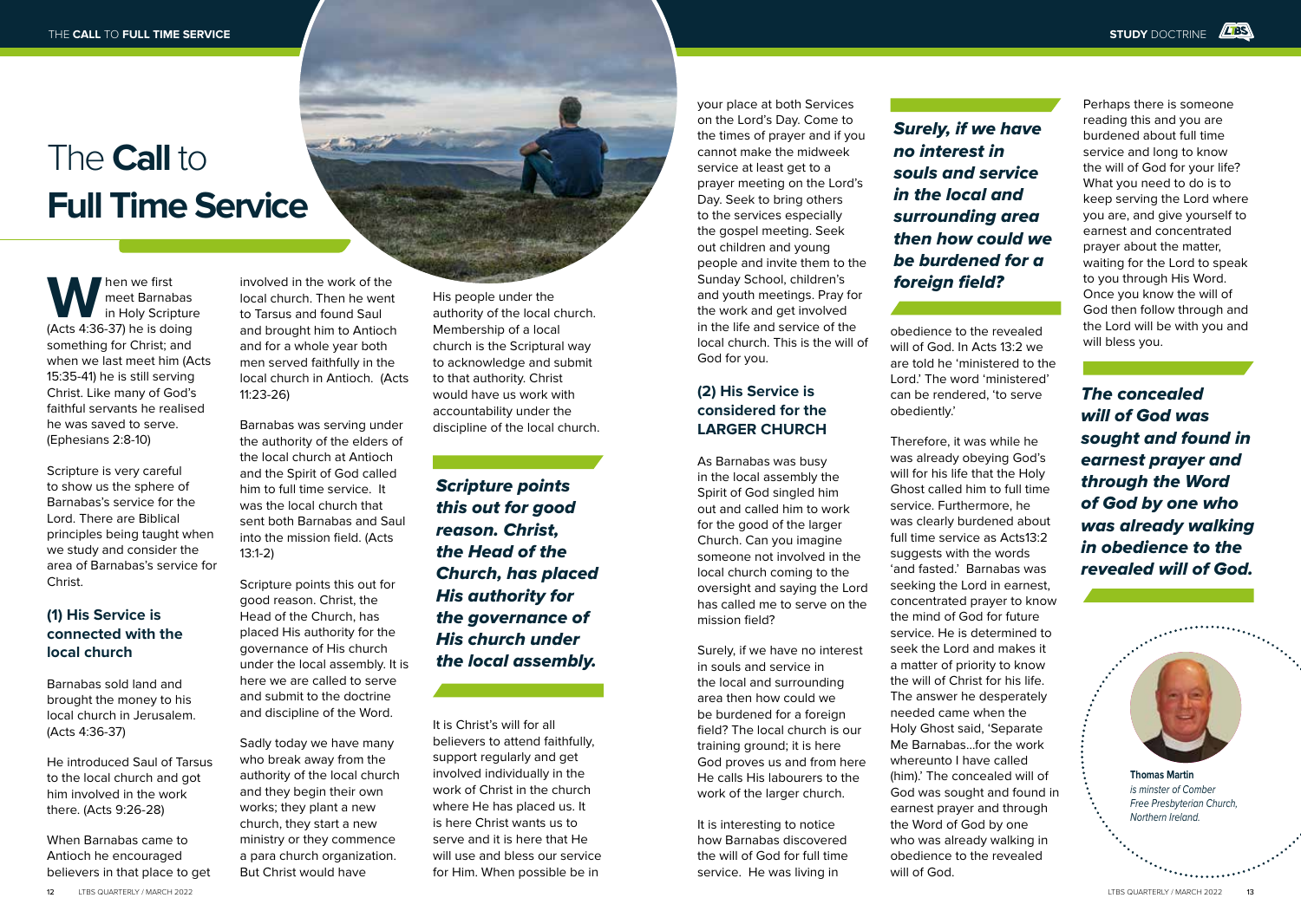# The **Call** to **Full Time Service**

When we first meet Barnabas in Holy Scripture (Acts 4:36-37) he is doing something for Christ; and when we last meet him (Acts 15:35-41) he is still serving Christ. Like many of God's faithful servants he realised he was saved to serve. (Ephesians 2:8-10)

Scripture is very careful to show us the sphere of Barnabas's service for the Lord. There are Biblical principles being taught when we study and consider the area of Barnabas's service for Christ.

### (1) His Service is connected with the local church

Barnabas sold land and brought the money to his local church in Jerusalem. (Acts 4:36-37)

He introduced Saul of Tarsus to the local church and got him involved in the work there. (Acts 9:26-28)

When Barnabas came to Antioch he encouraged believers in that place to get involved in the work of the local church. Then he went to Tarsus and found Saul and brought him to Antioch and for a whole year both men served faithfully in the local church in Antioch. (Acts 11:23-26)

Barnabas was serving under the authority of the elders of the local church at Antioch and the Spirit of God called him to full time service. It was the local church that sent both Barnabas and Saul into the mission field. (Acts 13:1-2)

Scripture points this out for good reason. Christ, the Head of the Church, has placed His authority for the governance of His church under the local assembly. It is here we are called to serve and submit to the doctrine and discipline of the Word.

Sadly today we have many who break away from the authority of the local church and they begin their own works; they plant a new church, they start a new ministry or they commence a para church organization. But Christ would have His people under the authority of the local church. Membership of a local church is the Scriptural way to acknowledge and submit to that authority. Christ would have us work with accountability under the discipline of the local church.

***Scripture points this out for good reason. Christ, the Head of the Church, has placed His authority for the governance of His church under the local assembly.***

It is Christ's will for all believers to attend faithfully, support regularly and get involved individually in the work of Christ in the church where He has placed us. It is here Christ wants us to serve and it is here that He will use and bless our service for Him. When possible be in your place at both Services on the Lord's Day. Come to the times of prayer and if you cannot make the midweek service at least get to a prayer meeting on the Lord's Day. Seek to bring others to the services especially the gospel meeting. Seek out children and young people and invite them to the Sunday School, children's and youth meetings. Pray for the work and get involved in the life and service of the local church. This is the will of God for you.

### (2) His Service is considered for the LARGER CHURCH

As Barnabas was busy in the local assembly the Spirit of God singled him out and called him to work for the good of the larger Church. Can you imagine someone not involved in the local church coming to the oversight and saying the Lord has called me to serve on the mission field?

Surely, if we have no interest in souls and service in the local and surrounding area then how could we be burdened for a foreign field? The local church is our training ground; it is here God proves us and from here He calls His labourers to the work of the larger church.

***Surely, if we have no interest in souls and service in the local and surrounding area then how could we be burdened for a foreign field?***

It is interesting to notice how Barnabas discovered the will of God for full time service. He was living in obedience to the revealed will of God. In Acts 13:2 we are told he 'ministered to the Lord.' The word 'ministered' can be rendered, 'to serve obediently.'

Therefore, it was while he was already obeying God's will for his life that the Holy Ghost called him to full time service. Furthermore, he was clearly burdened about full time service as Acts13:2 suggests with the words 'and fasted.' Barnabas was seeking the Lord in earnest, concentrated prayer to know the mind of God for future service. He is determined to seek the Lord and makes it a matter of priority to know the will of Christ for his life. The answer he desperately needed came when the Holy Ghost said, 'Separate Me Barnabas...for the work whereunto I have called (him).' The concealed will of God was sought and found in earnest prayer and through the Word of God by one who was already walking in obedience to the revealed will of God.

Perhaps there is someone reading this and you are burdened about full time service and long to know the will of God for your life? What you need to do is to keep serving the Lord where you are, and give yourself to earnest and concentrated prayer about the matter, waiting for the Lord to speak to you through His Word. Once you know the will of God then follow through and the Lord will be with you and will bless you.

***The concealed will of God was sought and found in earnest prayer and through the Word of God by one who was already walking in obedience to the revealed will of God.***

**Thomas Martin**
*is minister of Comber Free Presbyterian Church, Northern Ireland.*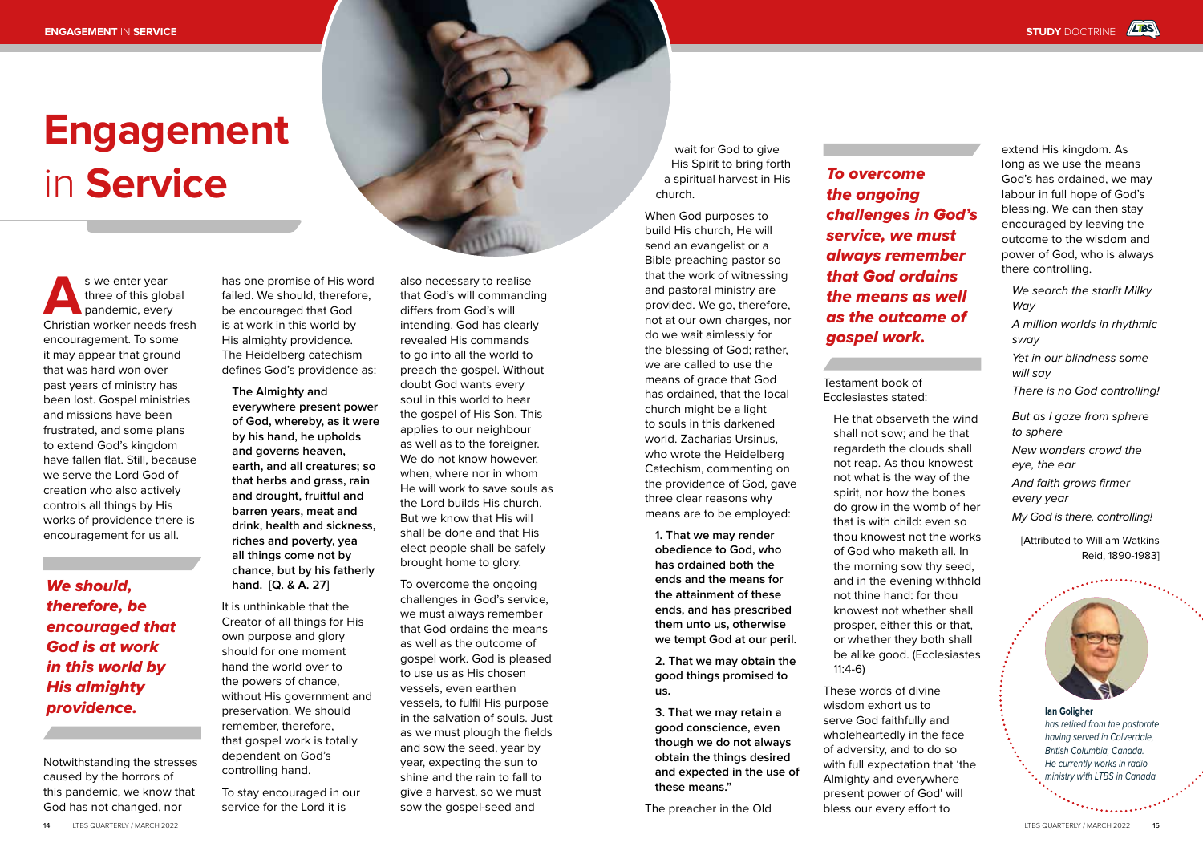# Engagement in Service

As we enter year three of this global pandemic, every Christian worker needs fresh encouragement. To some it may appear that ground that was hard won over past years of ministry has been lost. Gospel ministries and missions have been frustrated, and some plans to extend God's kingdom have fallen flat. Still, because we serve the Lord God of creation who also actively controls all things by His works of providence there is encouragement for us all.

> ***We should, therefore, be encouraged that God is at work in this world by His almighty providence.***

Notwithstanding the stresses caused by the horrors of this pandemic, we know that God has not changed, nor has one promise of His word failed. We should, therefore, be encouraged that God is at work in this world by His almighty providence. The Heidelberg catechism defines God's providence as:

> **The Almighty and everywhere present power of God, whereby, as it were by his hand, he upholds and governs heaven, earth, and all creatures; so that herbs and grass, rain and drought, fruitful and barren years, meat and drink, health and sickness, riches and poverty, yea all things come not by chance, but by his fatherly hand. [Q. & A. 27]**

It is unthinkable that the Creator of all things for His own purpose and glory should for one moment hand the world over to the powers of chance, without His government and preservation. We should remember, therefore, that gospel work is totally dependent on God's controlling hand.

To stay encouraged in our service for the Lord it is also necessary to realise that God's will commanding differs from God's will intending. God has clearly revealed His commands to go into all the world to preach the gospel. Without doubt God wants every soul in this world to hear the gospel of His Son. This applies to our neighbour as well as to the foreigner. We do not know however, when, where nor in whom He will work to save souls as the Lord builds His church. But we know that His will shall be done and that His elect people shall be safely brought home to glory.

To overcome the ongoing challenges in God's service, we must always remember that God ordains the means as well as the outcome of gospel work. God is pleased to use us as His chosen vessels, even earthen vessels, to fulfil His purpose in the salvation of souls. Just as we must plough the fields and sow the seed, year by year, expecting the sun to shine and the rain to fall to give a harvest, so we must sow the gospel-seed and wait for God to give His Spirit to bring forth a spiritual harvest in His church.

When God purposes to build His church, He will send an evangelist or a Bible preaching pastor so that the work of witnessing and pastoral ministry are provided. We go, therefore, not at our own charges, nor do we wait aimlessly for the blessing of God; rather, we are called to use the means of grace that God has ordained, that the local church might be a light to souls in this darkened world. Zacharias Ursinus, who wrote the Heidelberg Catechism, commenting on the providence of God, gave three clear reasons why means are to be employed:

> **1. That we may render obedience to God, who has ordained both the ends and the means for the attainment of these ends, and has prescribed them unto us, otherwise we tempt God at our peril.**
>
> **2. That we may obtain the good things promised to us.**
>
> **3. That we may retain a good conscience, even though we do not always obtain the things desired and expected in the use of these means."**

> ***To overcome the ongoing challenges in God's service, we must always remember that God ordains the means as well as the outcome of gospel work.***

The preacher in the Old Testament book of Ecclesiastes stated:

> He that observeth the wind shall not sow; and he that regardeth the clouds shall not reap. As thou knowest not what is the way of the spirit, nor how the bones do grow in the womb of her that is with child: even so thou knowest not the works of God who maketh all. In the morning sow thy seed, and in the evening withhold not thine hand: for thou knowest not whether shall prosper, either this or that, or whether they both shall be alike good. (Ecclesiastes 11:4-6)

These words of divine wisdom exhort us to serve God faithfully and wholeheartedly in the face of adversity, and to do so with full expectation that 'the Almighty and everywhere present power of God' will bless our every effort to extend His kingdom. As long as we use the means God's has ordained, we may labour in full hope of God's blessing. We can then stay encouraged by leaving the outcome to the wisdom and power of God, who is always there controlling.

> *We search the starlit Milky Way*
> *A million worlds in rhythmic sway*
> *Yet in our blindness some will say*
> *There is no God controlling!*
>
> *But as I gaze from sphere to sphere*
> *New wonders crowd the eye, the ear*
> *And faith grows firmer every year*
> *My God is there, controlling!*
>
> [Attributed to William Watkins Reid, 1890-1983]

**Ian Goligher**
*has retired from the pastorate having served in Colverdale, British Columbia, Canada. He currently works in radio ministry with LTBS in Canada.*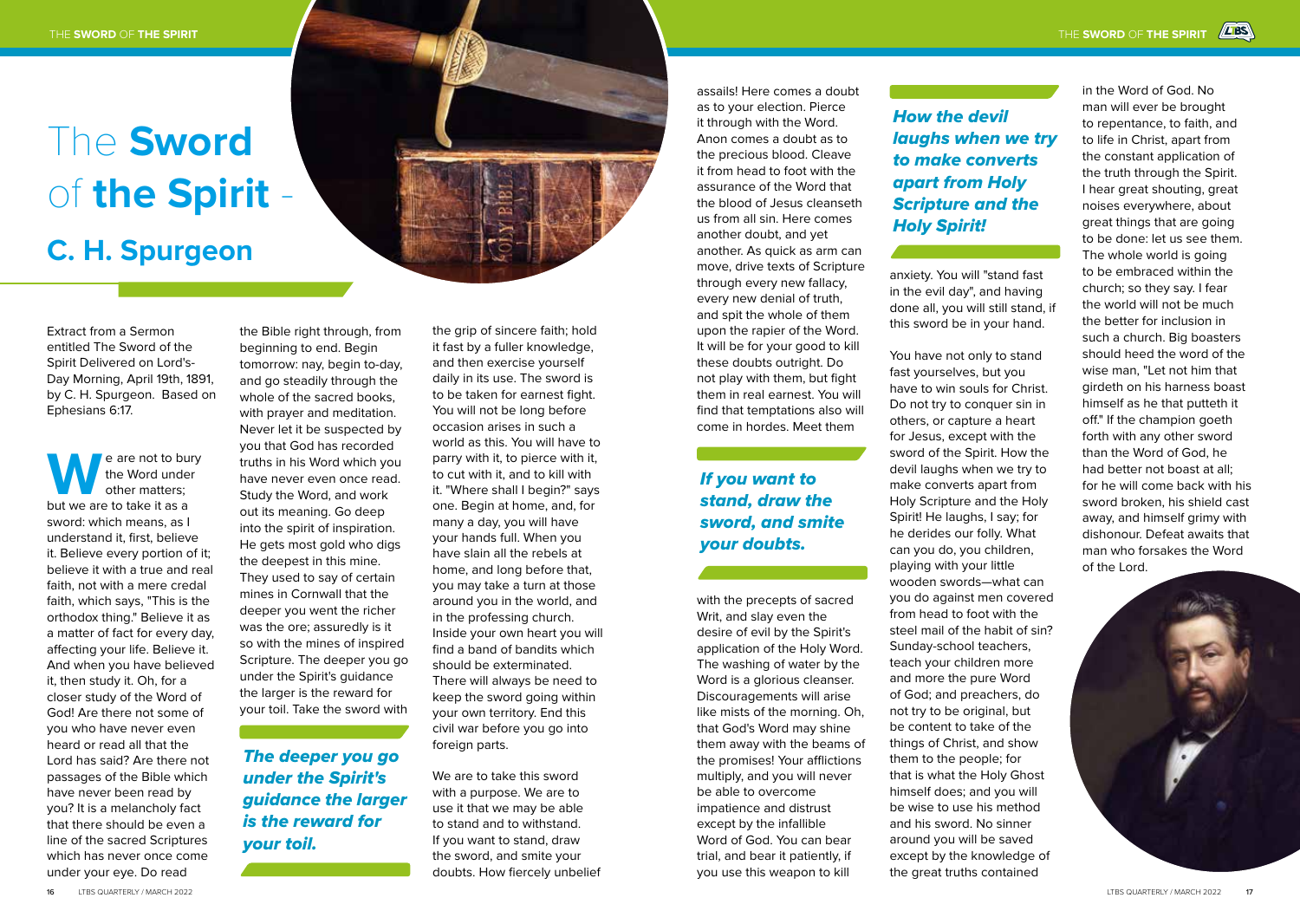# The **Sword** of **the Spirit** -

## C. H. Spurgeon

Extract from a Sermon entitled The Sword of the Spirit Delivered on Lord's-Day Morning, April 19th, 1891, by C. H. Spurgeon. Based on Ephesians 6:17.

We are not to bury the Word under other matters; but we are to take it as a sword: which means, as I understand it, first, believe it. Believe every portion of it; believe it with a true and real faith, not with a mere credal faith, which says, "This is the orthodox thing." Believe it as a matter of fact for every day, affecting your life. Believe it. And when you have believed it, then study it. Oh, for a closer study of the Word of God! Are there not some of you who have never even heard or read all that the Lord has said? Are there not passages of the Bible which have never been read by you? It is a melancholy fact that there should be even a line of the sacred Scriptures which has never once come under your eye. Do read the Bible right through, from beginning to end. Begin tomorrow: nay, begin to-day, and go steadily through the whole of the sacred books, with prayer and meditation. Never let it be suspected by you that God has recorded truths in his Word which you have never even once read. Study the Word, and work out its meaning. Go deep into the spirit of inspiration. He gets most gold who digs the deepest in this mine. They used to say of certain mines in Cornwall that the deeper you went the richer was the ore; assuredly is it so with the mines of inspired Scripture. The deeper you go under the Spirit's guidance the larger is the reward for your toil. Take the sword with the grip of sincere faith; hold it fast by a fuller knowledge, and then exercise yourself daily in its use. The sword is to be taken for earnest fight. You will not be long before occasion arises in such a world as this. You will have to parry with it, to pierce with it, to cut with it, and to kill with it. "Where shall I begin?" says one. Begin at home, and, for many a day, you will have your hands full. When you have slain all the rebels at home, and long before that, you may take a turn at those around you in the world, and in the professing church. Inside your own heart you will find a band of bandits which should be exterminated. There will always be need to keep the sword going within your own territory. End this civil war before you go into foreign parts.

*The deeper you go under the Spirit's guidance the larger is the reward for your toil.*

We are to take this sword with a purpose. We are to use it that we may be able to stand and to withstand. If you want to stand, draw the sword, and smite your doubts. How fiercely unbelief assails! Here comes a doubt as to your election. Pierce it through with the Word. Anon comes a doubt as to the precious blood. Cleave it from head to foot with the assurance of the Word that the blood of Jesus cleanseth us from all sin. Here comes another doubt, and yet another. As quick as arm can move, drive texts of Scripture through every new fallacy, every new denial of truth, and spit the whole of them upon the rapier of the Word. It will be for your good to kill these doubts outright. Do not play with them, but fight them in real earnest. You will find that temptations also will come in hordes. Meet them with the precepts of sacred Writ, and slay even the desire of evil by the Spirit's application of the Holy Word. The washing of water by the Word is a glorious cleanser. Discouragements will arise like mists of the morning. Oh, that God's Word may shine them away with the beams of the promises! Your afflictions multiply, and you will never be able to overcome impatience and distrust except by the infallible Word of God. You can bear trial, and bear it patiently, if you use this weapon to kill anxiety. You will "stand fast in the evil day", and having done all, you will still stand, if this sword be in your hand.

*If you want to stand, draw the sword, and smite your doubts.*

You have not only to stand fast yourselves, but you have to win souls for Christ. Do not try to conquer sin in others, or capture a heart for Jesus, except with the sword of the Spirit. How the devil laughs when we try to make converts apart from Holy Scripture and the Holy Spirit! He laughs, I say; for he derides our folly. What can you do, you children, playing with your little wooden swords—what can you do against men covered from head to foot with the steel mail of the habit of sin? Sunday-school teachers, teach your children more and more the pure Word of God; and preachers, do not try to be original, but be content to take of the things of Christ, and show them to the people; for that is what the Holy Ghost himself does; and you will be wise to use his method and his sword. No sinner around you will be saved except by the knowledge of the great truths contained in the Word of God. No man will ever be brought to repentance, to faith, and to life in Christ, apart from the constant application of the truth through the Spirit. I hear great shouting, great noises everywhere, about great things that are going to be done: let us see them. The whole world is going to be embraced within the church; so they say. I fear the world will not be much the better for inclusion in such a church. Big boasters should heed the word of the wise man, "Let not him that girdeth on his harness boast himself as he that putteth it off." If the champion goeth forth with any other sword than the Word of God, he had better not boast at all; for he will come back with his sword broken, his shield cast away, and himself grimy with dishonour. Defeat awaits that man who forsakes the Word of the Lord.

*How the devil laughs when we try to make converts apart from Holy Scripture and the Holy Spirit!*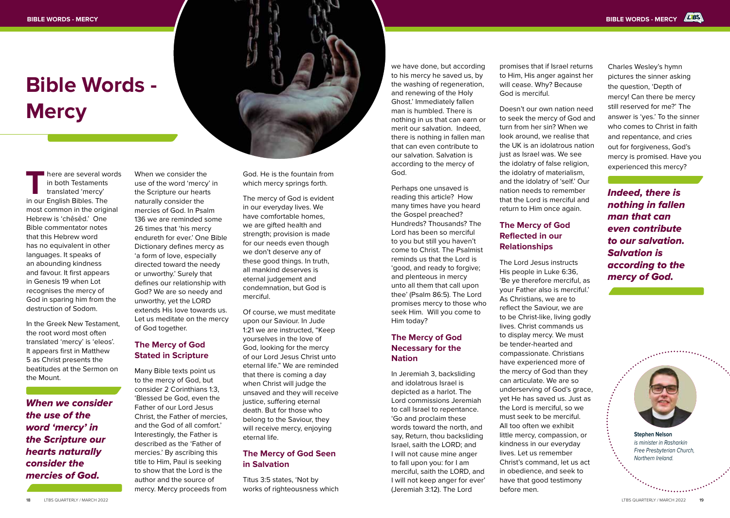# Bible Words - Mercy

There are several words in both Testaments translated 'mercy' in our English Bibles. The most common in the original Hebrew is 'chêsêd.' One Bible commentator notes that this Hebrew word has no equivalent in other languages. It speaks of an abounding kindness and favour. It first appears in Genesis 19 when Lot recognises the mercy of God in sparing him from the destruction of Sodom.

In the Greek New Testament, the root word most often translated 'mercy' is 'eleos'. It appears first in Matthew 5 as Christ presents the beatitudes at the Sermon on the Mount.

***When we consider the use of the word 'mercy' in the Scripture our hearts naturally consider the mercies of God.***

When we consider the use of the word 'mercy' in the Scripture our hearts naturally consider the mercies of God. In Psalm 136 we are reminded some 26 times that 'his mercy endureth for ever.' One Bible Dictionary defines mercy as 'a form of love, especially directed toward the needy or unworthy.' Surely that defines our relationship with God? We are so needy and unworthy, yet the LORD extends His love towards us. Let us meditate on the mercy of God together.

## The Mercy of God Stated in Scripture

Many Bible texts point us to the mercy of God, but consider 2 Corinthians 1:3, 'Blessed be God, even the Father of our Lord Jesus Christ, the Father of mercies, and the God of all comfort.' Interestingly, the Father is described as the 'Father of mercies.' By ascribing this title to Him, Paul is seeking to show that the Lord is the author and the source of mercy. Mercy proceeds from God. He is the fountain from which mercy springs forth.

The mercy of God is evident in our everyday lives. We have comfortable homes, we are gifted health and strength; provision is made for our needs even though we don't deserve any of these good things. In truth, all mankind deserves is eternal judgement and condemnation, but God is merciful.

Of course, we must meditate upon our Saviour. In Jude 1:21 we are instructed, "Keep yourselves in the love of God, looking for the mercy of our Lord Jesus Christ unto eternal life." We are reminded that there is coming a day when Christ will judge the unsaved and they will receive justice, suffering eternal death. But for those who belong to the Saviour, they will receive mercy, enjoying eternal life.

## The Mercy of God Seen in Salvation

Titus 3:5 states, 'Not by works of righteousness which we have done, but according to his mercy he saved us, by the washing of regeneration, and renewing of the Holy Ghost.' Immediately fallen man is humbled. There is nothing in us that can earn or merit our salvation. Indeed, there is nothing in fallen man that can even contribute to our salvation. Salvation is according to the mercy of God.

Perhaps one unsaved is reading this article? How many times have you heard the Gospel preached? Hundreds? Thousands? The Lord has been so merciful to you but still you haven't come to Christ. The Psalmist reminds us that the Lord is 'good, and ready to forgive; and plenteous in mercy unto all them that call upon thee' (Psalm 86:5). The Lord promises mercy to those who seek Him. Will you come to Him today?

## The Mercy of God Necessary for the Nation

In Jeremiah 3, backsliding and idolatrous Israel is depicted as a harlot. The Lord commissions Jeremiah to call Israel to repentance. 'Go and proclaim these words toward the north, and say, Return, thou backsliding Israel, saith the LORD; and I will not cause mine anger to fall upon you: for I am merciful, saith the LORD, and I will not keep anger for ever' (Jeremiah 3:12). The Lord promises that if Israel returns to Him, His anger against her will cease. Why? Because God is merciful.

Doesn't our own nation need to seek the mercy of God and turn from her sin? When we look around, we realise that the UK is an idolatrous nation just as Israel was. We see the idolatry of false religion, the idolatry of materialism, and the idolatry of 'self.' Our nation needs to remember that the Lord is merciful and return to Him once again.

## The Mercy of God Reflected in our Relationships

The Lord Jesus instructs His people in Luke 6:36, 'Be ye therefore merciful, as your Father also is merciful.' As Christians, we are to reflect the Saviour, we are to be Christ-like, living godly lives. Christ commands us to display mercy. We must be tender-hearted and compassionate. Christians have experienced more of the mercy of God than they can articulate. We are so underserving of God's grace, yet He has saved us. Just as the Lord is merciful, so we must seek to be merciful. All too often we exhibit little mercy, compassion, or kindness in our everyday lives. Let us remember Christ's command, let us act in obedience, and seek to have that good testimony before men.

Charles Wesley's hymn pictures the sinner asking the question, 'Depth of mercy! Can there be mercy still reserved for me?' The answer is 'yes.' To the sinner who comes to Christ in faith and repentance, and cries out for forgiveness, God's mercy is promised. Have you experienced this mercy?

***Indeed, there is nothing in fallen man that can even contribute to our salvation. Salvation is according to the mercy of God.***

**Stephen Nelson**
*is minister in Rasharkin Free Presbyterian Church, Northern Ireland.*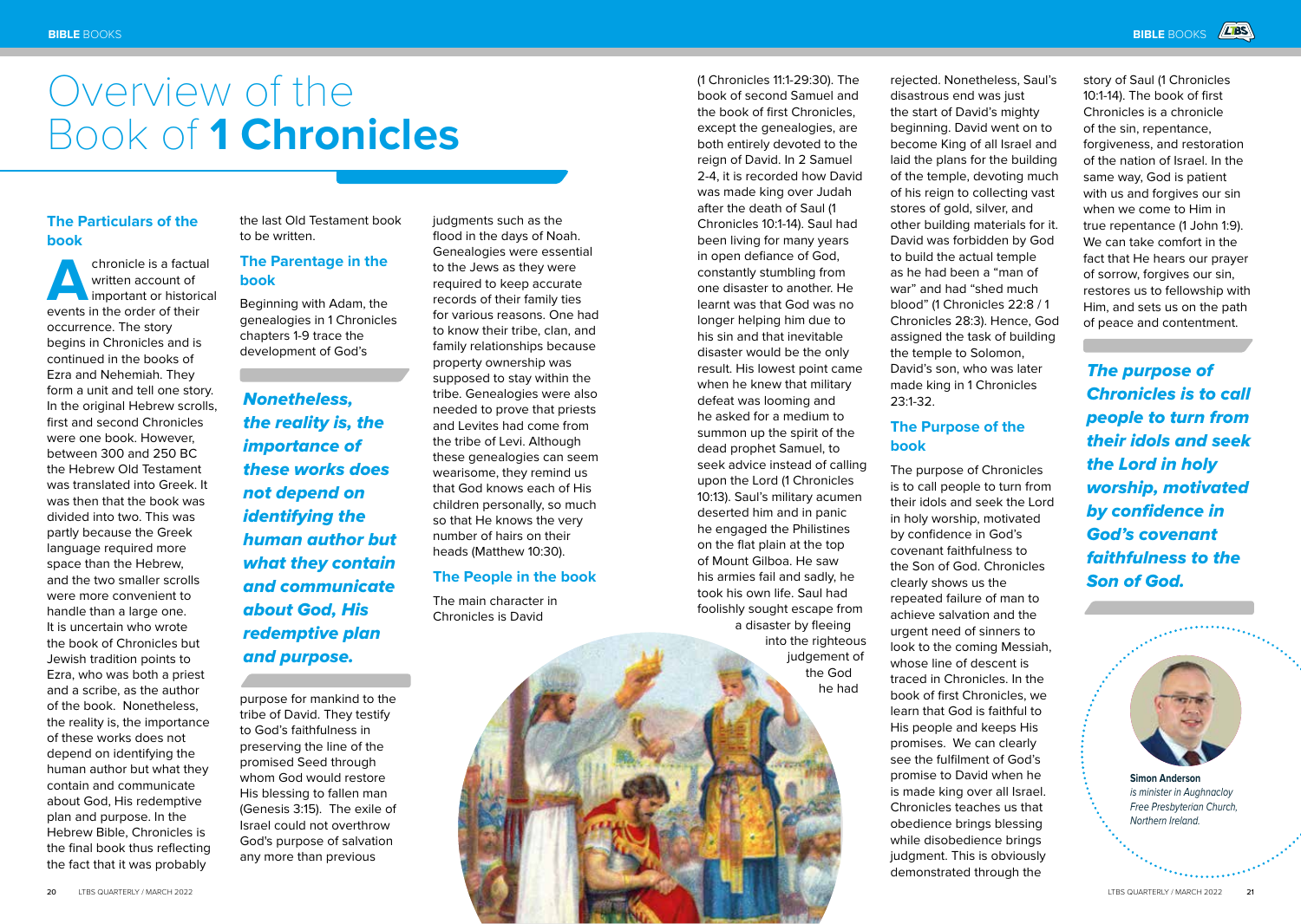# Overview of the Book of **1 Chronicles**

## The Particulars of the book

A chronicle is a factual written account of important or historical events in the order of their occurrence. The story begins in Chronicles and is continued in the books of Ezra and Nehemiah. They form a unit and tell one story. In the original Hebrew scrolls, first and second Chronicles were one book. However, between 300 and 250 BC the Hebrew Old Testament was translated into Greek. It was then that the book was divided into two. This was partly because the Greek language required more space than the Hebrew, and the two smaller scrolls were more convenient to handle than a large one. It is uncertain who wrote the book of Chronicles but Jewish tradition points to Ezra, who was both a priest and a scribe, as the author of the book. Nonetheless, the reality is, the importance of these works does not depend on identifying the human author but what they contain and communicate about God, His redemptive plan and purpose. In the Hebrew Bible, Chronicles is the final book thus reflecting the fact that it was probably the last Old Testament book to be written.

## The Parentage in the book

Beginning with Adam, the genealogies in 1 Chronicles chapters 1-9 trace the development of God's purpose for mankind to the tribe of David. They testify to God's faithfulness in preserving the line of the promised Seed through whom God would restore His blessing to fallen man (Genesis 3:15). The exile of Israel could not overthrow God's purpose of salvation any more than previous judgments such as the flood in the days of Noah. Genealogies were essential to the Jews as they were required to keep accurate records of their family ties for various reasons. One had to know their tribe, clan, and family relationships because property ownership was supposed to stay within the tribe. Genealogies were also needed to prove that priests and Levites had come from the tribe of Levi. Although these genealogies can seem wearisome, they remind us that God knows each of His children personally, so much so that He knows the very number of hairs on their heads (Matthew 10:30).

***Nonetheless, the reality is, the importance of these works does not depend on identifying the human author but what they contain and communicate about God, His redemptive plan and purpose.***

## The People in the book

The main character in Chronicles is David (1 Chronicles 11:1-29:30). The book of second Samuel and the book of first Chronicles, except the genealogies, are both entirely devoted to the reign of David. In 2 Samuel 2-4, it is recorded how David was made king over Judah after the death of Saul (1 Chronicles 10:1-14). Saul had been living for many years in open defiance of God, constantly stumbling from one disaster to another. He learnt was that God was no longer helping him due to his sin and that inevitable disaster would be the only result. His lowest point came when he knew that military defeat was looming and he asked for a medium to summon up the spirit of the dead prophet Samuel, to seek advice instead of calling upon the Lord (1 Chronicles 10:13). Saul's military acumen deserted him and in panic he engaged the Philistines on the flat plain at the top of Mount Gilboa. He saw his armies fail and sadly, he took his own life. Saul had foolishly sought escape from a disaster by fleeing into the righteous judgement of the God he had rejected. Nonetheless, Saul's disastrous end was just the start of David's mighty beginning. David went on to become King of all Israel and laid the plans for the building of the temple, devoting much of his reign to collecting vast stores of gold, silver, and other building materials for it. David was forbidden by God to build the actual temple as he had been a "man of war" and had "shed much blood" (1 Chronicles 22:8 / 1 Chronicles 28:3). Hence, God assigned the task of building the temple to Solomon, David's son, who was later made king in 1 Chronicles 23:1-32.

## The Purpose of the book

The purpose of Chronicles is to call people to turn from their idols and seek the Lord in holy worship, motivated by confidence in God's covenant faithfulness to the Son of God. Chronicles clearly shows us the repeated failure of man to achieve salvation and the urgent need of sinners to look to the coming Messiah, whose line of descent is traced in Chronicles. In the book of first Chronicles, we learn that God is faithful to His people and keeps His promises. We can clearly see the fulfilment of God's promise to David when he is made king over all Israel. Chronicles teaches us that obedience brings blessing while disobedience brings judgment. This is obviously demonstrated through the story of Saul (1 Chronicles 10:1-14). The book of first Chronicles is a chronicle of the sin, repentance, forgiveness, and restoration of the nation of Israel. In the same way, God is patient with us and forgives our sin when we come to Him in true repentance (1 John 1:9). We can take comfort in the fact that He hears our prayer of sorrow, forgives our sin, restores us to fellowship with Him, and sets us on the path of peace and contentment.

***The purpose of Chronicles is to call people to turn from their idols and seek the Lord in holy worship, motivated by confidence in God's covenant faithfulness to the Son of God.***

**Simon Anderson**
*is minister in Aughnacloy Free Presbyterian Church, Northern Ireland.*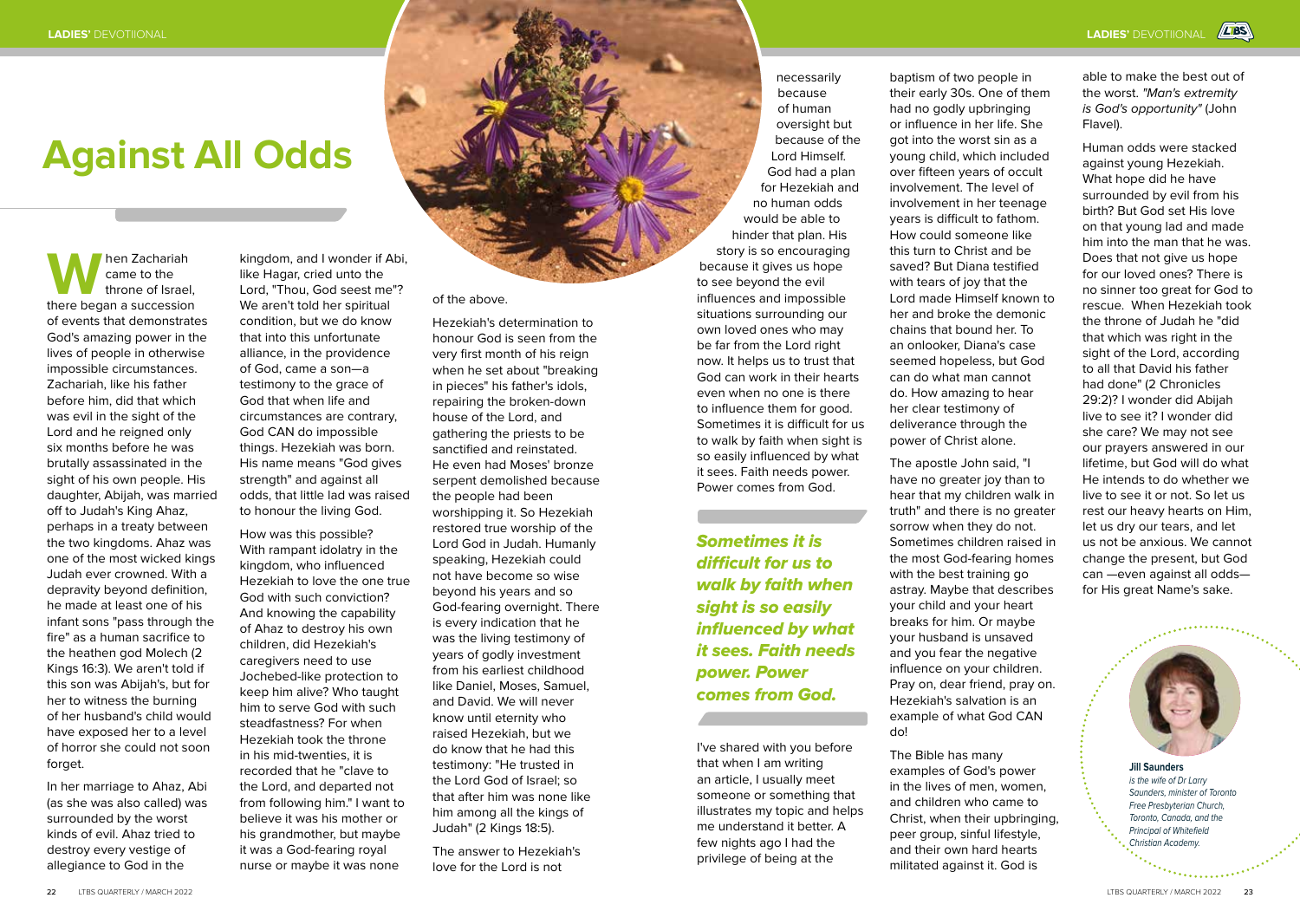# Against All Odds

When Zachariah came to the throne of Israel, there began a succession of events that demonstrates God's amazing power in the lives of people in otherwise impossible circumstances. Zachariah, like his father before him, did that which was evil in the sight of the Lord and he reigned only six months before he was brutally assassinated in the sight of his own people. His daughter, Abijah, was married off to Judah's King Ahaz, perhaps in a treaty between the two kingdoms. Ahaz was one of the most wicked kings Judah ever crowned. With a depravity beyond definition, he made at least one of his infant sons "pass through the fire" as a human sacrifice to the heathen god Molech (2 Kings 16:3). We aren't told if this son was Abijah's, but for her to witness the burning of her husband's child would have exposed her to a level of horror she could not soon forget.

In her marriage to Ahaz, Abi (as she was also called) was surrounded by the worst kinds of evil. Ahaz tried to destroy every vestige of allegiance to God in the kingdom, and I wonder if Abi, like Hagar, cried unto the Lord, "Thou, God seest me"? We aren't told her spiritual condition, but we do know that into this unfortunate alliance, in the providence of God, came a son—a testimony to the grace of God that when life and circumstances are contrary, God CAN do impossible things. Hezekiah was born. His name means "God gives strength" and against all odds, that little lad was raised to honour the living God.

How was this possible? With rampant idolatry in the kingdom, who influenced Hezekiah to love the one true God with such conviction? And knowing the capability of Ahaz to destroy his own children, did Hezekiah's caregivers need to use Jochebed-like protection to keep him alive? Who taught him to serve God with such steadfastness? For when Hezekiah took the throne in his mid-twenties, it is recorded that he "clave to the Lord, and departed not from following him." I want to believe it was his mother or his grandmother, but maybe it was a God-fearing royal nurse or maybe it was none of the above.

Hezekiah's determination to honour God is seen from the very first month of his reign when he set about "breaking in pieces" his father's idols, repairing the broken-down house of the Lord, and gathering the priests to be sanctified and reinstated. He even had Moses' bronze serpent demolished because the people had been worshipping it. So Hezekiah restored true worship of the Lord God in Judah. Humanly speaking, Hezekiah could not have become so wise beyond his years and so God-fearing overnight. There is every indication that he was the living testimony of years of godly investment from his earliest childhood like Daniel, Moses, Samuel, and David. We will never know until eternity who raised Hezekiah, but we do know that he had this testimony: "He trusted in the Lord God of Israel; so that after him was none like him among all the kings of Judah" (2 Kings 18:5).

The answer to Hezekiah's love for the Lord is not necessarily because of human oversight but because of the Lord Himself. God had a plan for Hezekiah and no human odds would be able to hinder that plan. His story is so encouraging because it gives us hope to see beyond the evil influences and impossible situations surrounding our own loved ones who may be far from the Lord right now. It helps us to trust that God can work in their hearts even when no one is there to influence them for good. Sometimes it is difficult for us to walk by faith when sight is so easily influenced by what it sees. Faith needs power. Power comes from God.

***Sometimes it is difficult for us to walk by faith when sight is so easily influenced by what it sees. Faith needs power. Power comes from God.***

I've shared with you before that when I am writing an article, I usually meet someone or something that illustrates my topic and helps me understand it better. A few nights ago I had the privilege of being at the baptism of two people in their early 30s. One of them had no godly upbringing or influence in her life. She got into the worst sin as a young child, which included over fifteen years of occult involvement. The level of involvement in her teenage years is difficult to fathom. How could someone like this turn to Christ and be saved? But Diana testified with tears of joy that the Lord made Himself known to her and broke the demonic chains that bound her. To an onlooker, Diana's case seemed hopeless, but God can do what man cannot do. How amazing to hear her clear testimony of deliverance through the power of Christ alone.

The apostle John said, "I have no greater joy than to hear that my children walk in truth" and there is no greater sorrow when they do not. Sometimes children raised in the most God-fearing homes with the best training go astray. Maybe that describes your child and your heart breaks for him. Or maybe your husband is unsaved and you fear the negative influence on your children. Pray on, dear friend, pray on. Hezekiah's salvation is an example of what God CAN do!

The Bible has many examples of God's power in the lives of men, women, and children who came to Christ, when their upbringing, peer group, sinful lifestyle, and their own hard hearts militated against it. God is able to make the best out of the worst. *"Man's extremity is God's opportunity"* (John Flavel).

Human odds were stacked against young Hezekiah. What hope did he have surrounded by evil from his birth? But God set His love on that young lad and made him into the man that he was. Does that not give us hope for our loved ones? There is no sinner too great for God to rescue. When Hezekiah took the throne of Judah he "did that which was right in the sight of the Lord, according to all that David his father had done" (2 Chronicles 29:2)? I wonder did Abijah live to see it? I wonder did she care? We may not see our prayers answered in our lifetime, but God will do what He intends to do whether we live to see it or not. So let us rest our heavy hearts on Him, let us dry our tears, and let us not be anxious. We cannot change the present, but God can —even against all odds— for His great Name's sake.

**Jill Saunders**
*is the wife of Dr Larry Saunders, minister of Toronto Free Presbyterian Church, Toronto, Canada, and the Principal of Whitefield Christian Academy.*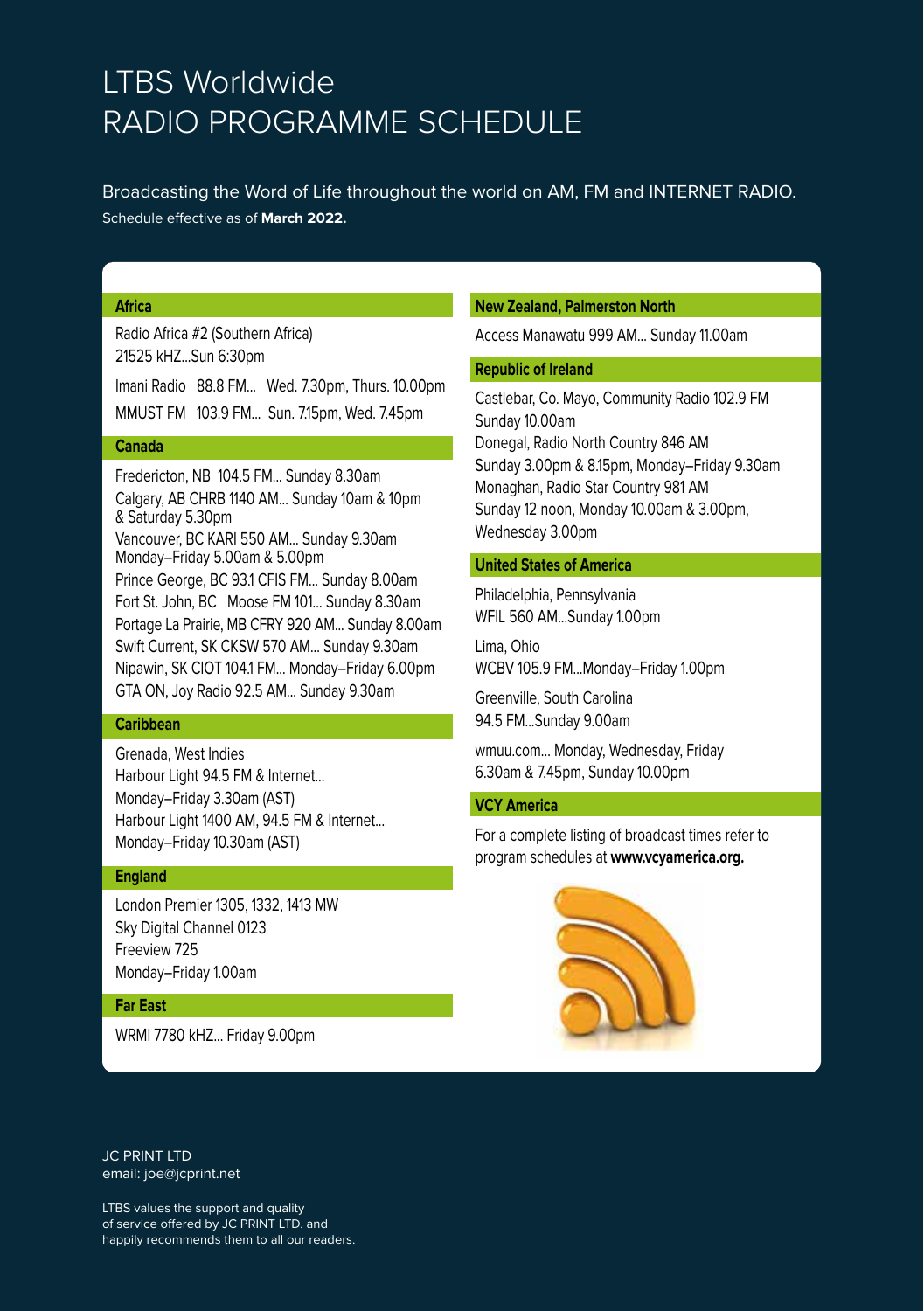# LTBS Worldwide
# RADIO PROGRAMME SCHEDULE

Broadcasting the Word of Life throughout the world on AM, FM and INTERNET RADIO.

Schedule effective as of **March 2022.**

### Africa

Radio Africa #2 (Southern Africa)
21525 kHZ...Sun 6:30pm

Imani Radio 88.8 FM... Wed. 7.30pm, Thurs. 10.00pm

MMUST FM 103.9 FM... Sun. 7.15pm, Wed. 7.45pm

### Canada

Fredericton, NB 104.5 FM... Sunday 8.30am
Calgary, AB CHRB 1140 AM... Sunday 10am & 10pm & Saturday 5.30pm
Vancouver, BC KARI 550 AM... Sunday 9.30am Monday–Friday 5.00am & 5.00pm
Prince George, BC 93.1 CFIS FM... Sunday 8.00am
Fort St. John, BC Moose FM 101... Sunday 8.30am
Portage La Prairie, MB CFRY 920 AM... Sunday 8.00am
Swift Current, SK CKSW 570 AM... Sunday 9.30am
Nipawin, SK CIOT 104.1 FM... Monday–Friday 6.00pm
GTA ON, Joy Radio 92.5 AM... Sunday 9.30am

### Caribbean

Grenada, West Indies
Harbour Light 94.5 FM & Internet...
Monday–Friday 3.30am (AST)
Harbour Light 1400 AM, 94.5 FM & Internet...
Monday–Friday 10.30am (AST)

### England

London Premier 1305, 1332, 1413 MW
Sky Digital Channel 0123
Freeview 725
Monday–Friday 1.00am

### Far East

WRMI 7780 kHZ... Friday 9.00pm

### New Zealand, Palmerston North

Access Manawatu 999 AM... Sunday 11.00am

### Republic of Ireland

Castlebar, Co. Mayo, Community Radio 102.9 FM
Sunday 10.00am
Donegal, Radio North Country 846 AM
Sunday 3.00pm & 8.15pm, Monday–Friday 9.30am
Monaghan, Radio Star Country 981 AM
Sunday 12 noon, Monday 10.00am & 3.00pm, Wednesday 3.00pm

### United States of America

Philadelphia, Pennsylvania
WFIL 560 AM...Sunday 1.00pm

Lima, Ohio
WCBV 105.9 FM...Monday–Friday 1.00pm

Greenville, South Carolina
94.5 FM...Sunday 9.00am

wmuu.com... Monday, Wednesday, Friday
6.30am & 7.45pm, Sunday 10.00pm

### VCY America

For a complete listing of broadcast times refer to program schedules at **www.vcyamerica.org.**

JC PRINT LTD
email: joe@jcprint.net

LTBS values the support and quality of service offered by JC PRINT LTD. and happily recommends them to all our readers.